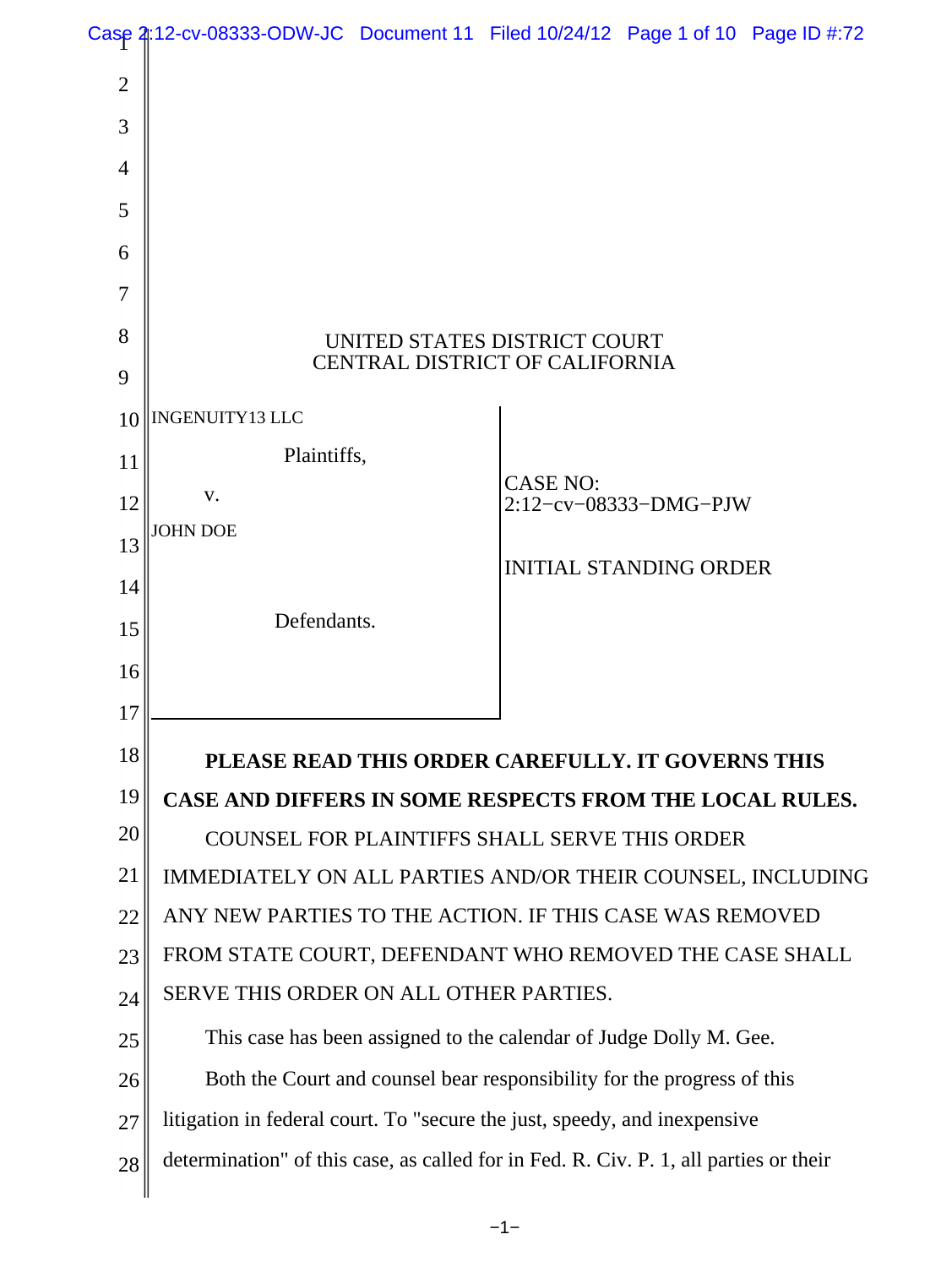UNITED STATES DISTRICT COURT
CENTRAL DISTRICT OF CALIFORNIA

INGENUITY13 LLC

Plaintiffs,

v.

JOHN DOE

Defendants.

CASE NO:
2:12−cv−08333−DMG−PJW

INITIAL STANDING ORDER

**PLEASE READ THIS ORDER CAREFULLY. IT GOVERNS THIS CASE AND DIFFERS IN SOME RESPECTS FROM THE LOCAL RULES.**

COUNSEL FOR PLAINTIFFS SHALL SERVE THIS ORDER IMMEDIATELY ON ALL PARTIES AND/OR THEIR COUNSEL, INCLUDING ANY NEW PARTIES TO THE ACTION. IF THIS CASE WAS REMOVED FROM STATE COURT, DEFENDANT WHO REMOVED THE CASE SHALL SERVE THIS ORDER ON ALL OTHER PARTIES.

This case has been assigned to the calendar of Judge Dolly M. Gee.

Both the Court and counsel bear responsibility for the progress of this litigation in federal court. To "secure the just, speedy, and inexpensive determination" of this case, as called for in Fed. R. Civ. P. 1, all parties or their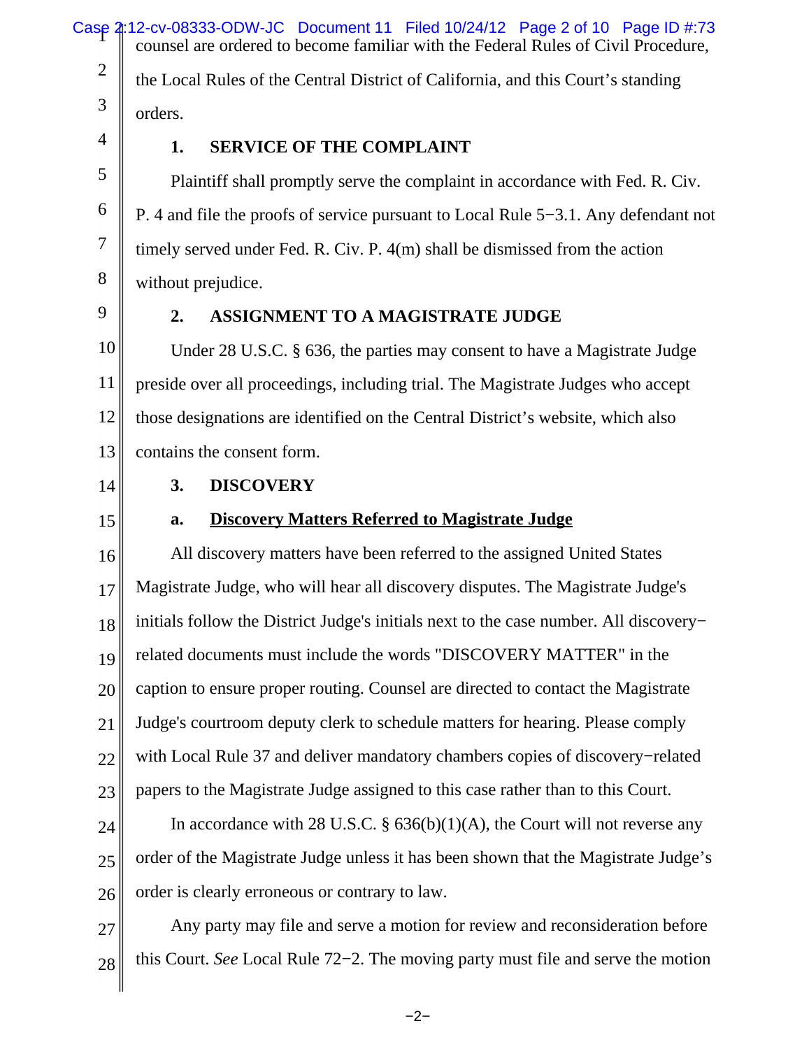counsel are ordered to become familiar with the Federal Rules of Civil Procedure, the Local Rules of the Central District of California, and this Court's standing orders.

## 1. SERVICE OF THE COMPLAINT

Plaintiff shall promptly serve the complaint in accordance with Fed. R. Civ. P. 4 and file the proofs of service pursuant to Local Rule 5−3.1. Any defendant not timely served under Fed. R. Civ. P. 4(m) shall be dismissed from the action without prejudice.

## 2. ASSIGNMENT TO A MAGISTRATE JUDGE

Under 28 U.S.C. § 636, the parties may consent to have a Magistrate Judge preside over all proceedings, including trial. The Magistrate Judges who accept those designations are identified on the Central District's website, which also contains the consent form.

## 3. DISCOVERY

### a. Discovery Matters Referred to Magistrate Judge

All discovery matters have been referred to the assigned United States Magistrate Judge, who will hear all discovery disputes. The Magistrate Judge's initials follow the District Judge's initials next to the case number. All discovery−related documents must include the words "DISCOVERY MATTER" in the caption to ensure proper routing. Counsel are directed to contact the Magistrate Judge's courtroom deputy clerk to schedule matters for hearing. Please comply with Local Rule 37 and deliver mandatory chambers copies of discovery−related papers to the Magistrate Judge assigned to this case rather than to this Court.

In accordance with 28 U.S.C. § 636(b)(1)(A), the Court will not reverse any order of the Magistrate Judge unless it has been shown that the Magistrate Judge's order is clearly erroneous or contrary to law.

Any party may file and serve a motion for review and reconsideration before this Court. *See* Local Rule 72−2. The moving party must file and serve the motion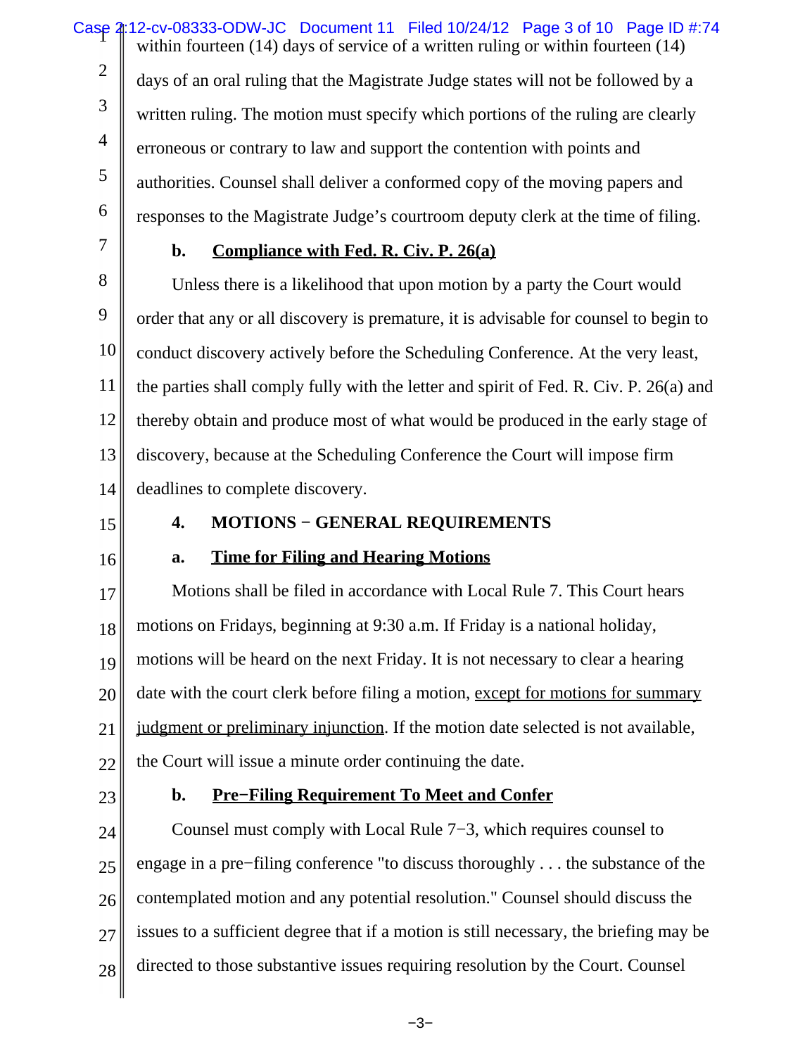within fourteen (14) days of service of a written ruling or within fourteen (14) days of an oral ruling that the Magistrate Judge states will not be followed by a written ruling. The motion must specify which portions of the ruling are clearly erroneous or contrary to law and support the contention with points and authorities. Counsel shall deliver a conformed copy of the moving papers and responses to the Magistrate Judge's courtroom deputy clerk at the time of filing.

**b. Compliance with Fed. R. Civ. P. 26(a)**

Unless there is a likelihood that upon motion by a party the Court would order that any or all discovery is premature, it is advisable for counsel to begin to conduct discovery actively before the Scheduling Conference. At the very least, the parties shall comply fully with the letter and spirit of Fed. R. Civ. P. 26(a) and thereby obtain and produce most of what would be produced in the early stage of discovery, because at the Scheduling Conference the Court will impose firm deadlines to complete discovery.

**4. MOTIONS − GENERAL REQUIREMENTS**

**a. Time for Filing and Hearing Motions**

Motions shall be filed in accordance with Local Rule 7. This Court hears motions on Fridays, beginning at 9:30 a.m. If Friday is a national holiday, motions will be heard on the next Friday. It is not necessary to clear a hearing date with the court clerk before filing a motion, except for motions for summary judgment or preliminary injunction. If the motion date selected is not available, the Court will issue a minute order continuing the date.

**b. Pre−Filing Requirement To Meet and Confer**

Counsel must comply with Local Rule 7−3, which requires counsel to engage in a pre−filing conference "to discuss thoroughly . . . the substance of the contemplated motion and any potential resolution." Counsel should discuss the issues to a sufficient degree that if a motion is still necessary, the briefing may be directed to those substantive issues requiring resolution by the Court. Counsel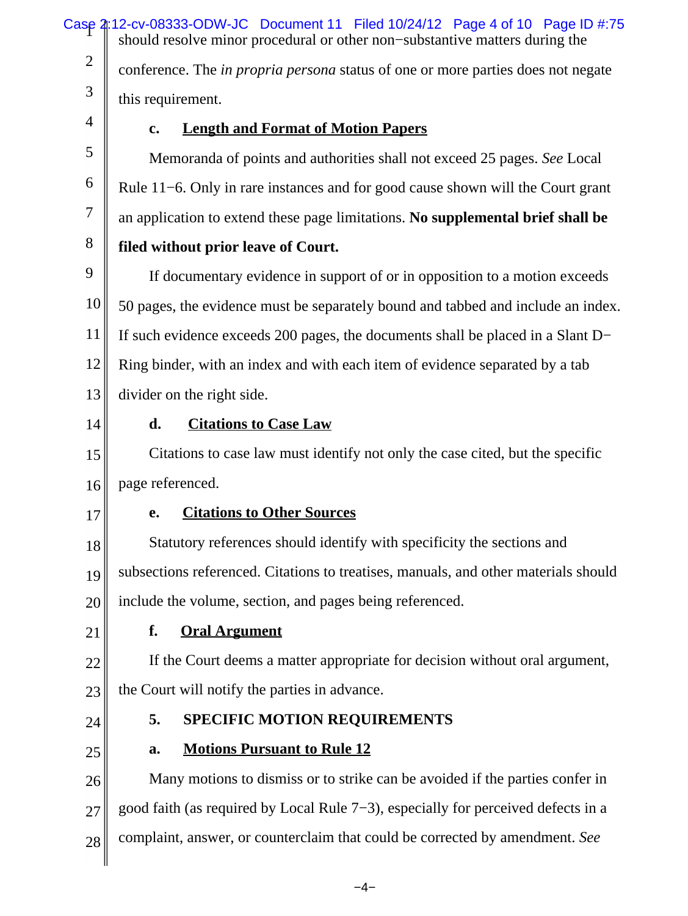should resolve minor procedural or other non−substantive matters during the conference. The *in propria persona* status of one or more parties does not negate this requirement.

**c. Length and Format of Motion Papers**

Memoranda of points and authorities shall not exceed 25 pages. *See* Local Rule 11−6. Only in rare instances and for good cause shown will the Court grant an application to extend these page limitations. **No supplemental brief shall be filed without prior leave of Court.**

If documentary evidence in support of or in opposition to a motion exceeds 50 pages, the evidence must be separately bound and tabbed and include an index. If such evidence exceeds 200 pages, the documents shall be placed in a Slant D−Ring binder, with an index and with each item of evidence separated by a tab divider on the right side.

**d. Citations to Case Law**

Citations to case law must identify not only the case cited, but the specific page referenced.

**e. Citations to Other Sources**

Statutory references should identify with specificity the sections and subsections referenced. Citations to treatises, manuals, and other materials should include the volume, section, and pages being referenced.

**f. Oral Argument**

If the Court deems a matter appropriate for decision without oral argument, the Court will notify the parties in advance.

## 5. SPECIFIC MOTION REQUIREMENTS

**a. Motions Pursuant to Rule 12**

Many motions to dismiss or to strike can be avoided if the parties confer in good faith (as required by Local Rule 7−3), especially for perceived defects in a complaint, answer, or counterclaim that could be corrected by amendment. *See*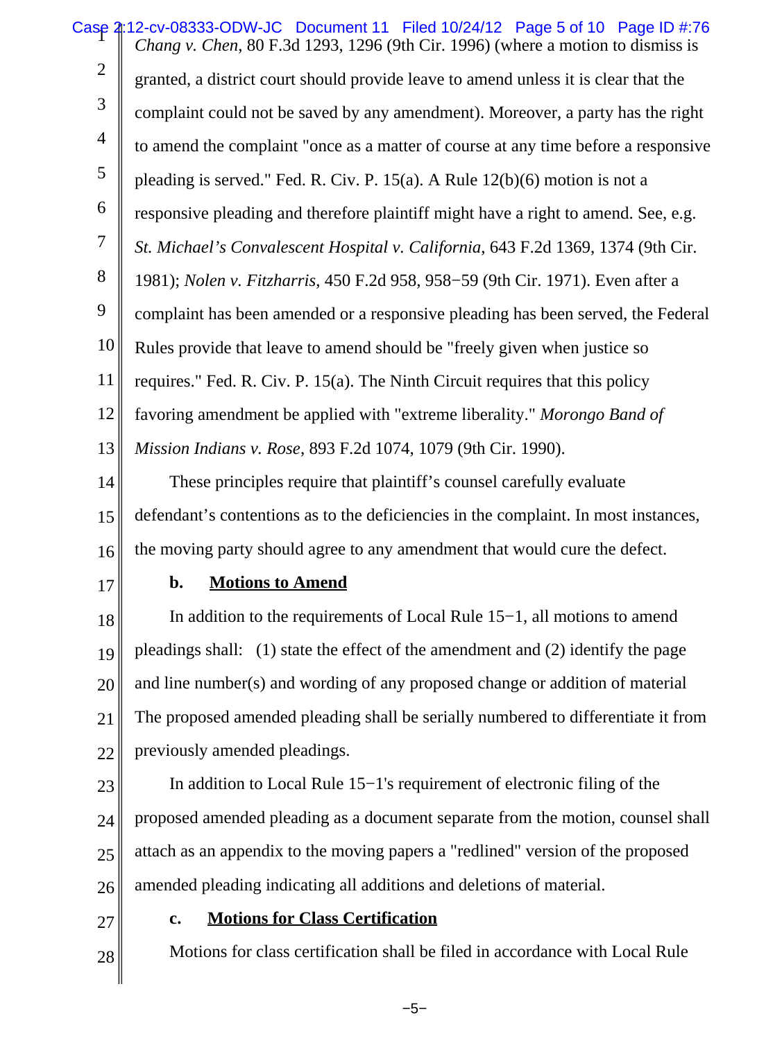*Chang v. Chen*, 80 F.3d 1293, 1296 (9th Cir. 1996) (where a motion to dismiss is granted, a district court should provide leave to amend unless it is clear that the complaint could not be saved by any amendment). Moreover, a party has the right to amend the complaint "once as a matter of course at any time before a responsive pleading is served." Fed. R. Civ. P. 15(a). A Rule 12(b)(6) motion is not a responsive pleading and therefore plaintiff might have a right to amend. See, e.g. *St. Michael's Convalescent Hospital v. California*, 643 F.2d 1369, 1374 (9th Cir. 1981); *Nolen v. Fitzharris*, 450 F.2d 958, 958−59 (9th Cir. 1971). Even after a complaint has been amended or a responsive pleading has been served, the Federal Rules provide that leave to amend should be "freely given when justice so requires." Fed. R. Civ. P. 15(a). The Ninth Circuit requires that this policy favoring amendment be applied with "extreme liberality." *Morongo Band of Mission Indians v. Rose*, 893 F.2d 1074, 1079 (9th Cir. 1990).

These principles require that plaintiff's counsel carefully evaluate defendant's contentions as to the deficiencies in the complaint. In most instances, the moving party should agree to any amendment that would cure the defect.

**b. Motions to Amend**

In addition to the requirements of Local Rule 15−1, all motions to amend pleadings shall: (1) state the effect of the amendment and (2) identify the page and line number(s) and wording of any proposed change or addition of material The proposed amended pleading shall be serially numbered to differentiate it from previously amended pleadings.

In addition to Local Rule 15−1's requirement of electronic filing of the proposed amended pleading as a document separate from the motion, counsel shall attach as an appendix to the moving papers a "redlined" version of the proposed amended pleading indicating all additions and deletions of material.

**c. Motions for Class Certification**

Motions for class certification shall be filed in accordance with Local Rule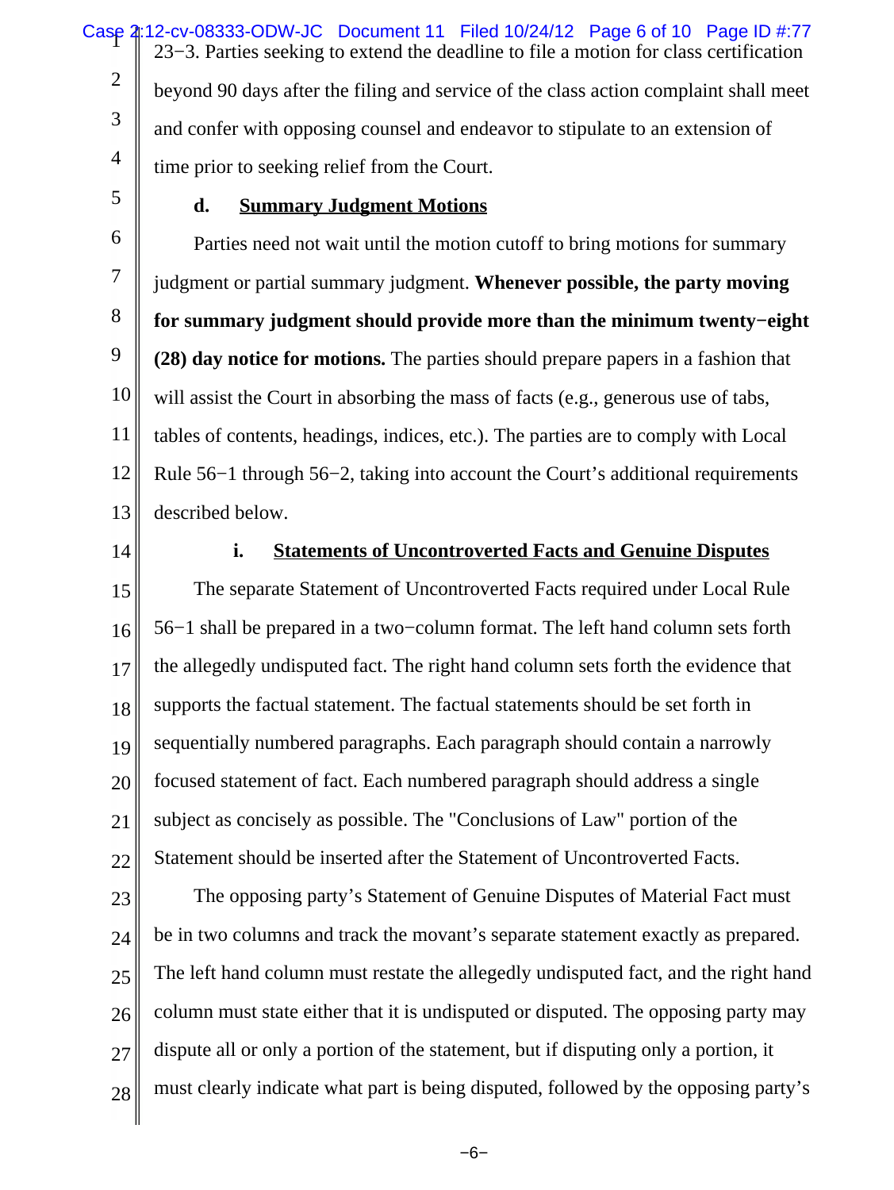23−3. Parties seeking to extend the deadline to file a motion for class certification beyond 90 days after the filing and service of the class action complaint shall meet and confer with opposing counsel and endeavor to stipulate to an extension of time prior to seeking relief from the Court.

**d. Summary Judgment Motions**

Parties need not wait until the motion cutoff to bring motions for summary judgment or partial summary judgment. **Whenever possible, the party moving for summary judgment should provide more than the minimum twenty−eight (28) day notice for motions.** The parties should prepare papers in a fashion that will assist the Court in absorbing the mass of facts (e.g., generous use of tabs, tables of contents, headings, indices, etc.). The parties are to comply with Local Rule 56−1 through 56−2, taking into account the Court's additional requirements described below.

**i. Statements of Uncontroverted Facts and Genuine Disputes**

The separate Statement of Uncontroverted Facts required under Local Rule 56−1 shall be prepared in a two−column format. The left hand column sets forth the allegedly undisputed fact. The right hand column sets forth the evidence that supports the factual statement. The factual statements should be set forth in sequentially numbered paragraphs. Each paragraph should contain a narrowly focused statement of fact. Each numbered paragraph should address a single subject as concisely as possible. The "Conclusions of Law" portion of the Statement should be inserted after the Statement of Uncontroverted Facts.

The opposing party's Statement of Genuine Disputes of Material Fact must be in two columns and track the movant's separate statement exactly as prepared. The left hand column must restate the allegedly undisputed fact, and the right hand column must state either that it is undisputed or disputed. The opposing party may dispute all or only a portion of the statement, but if disputing only a portion, it must clearly indicate what part is being disputed, followed by the opposing party's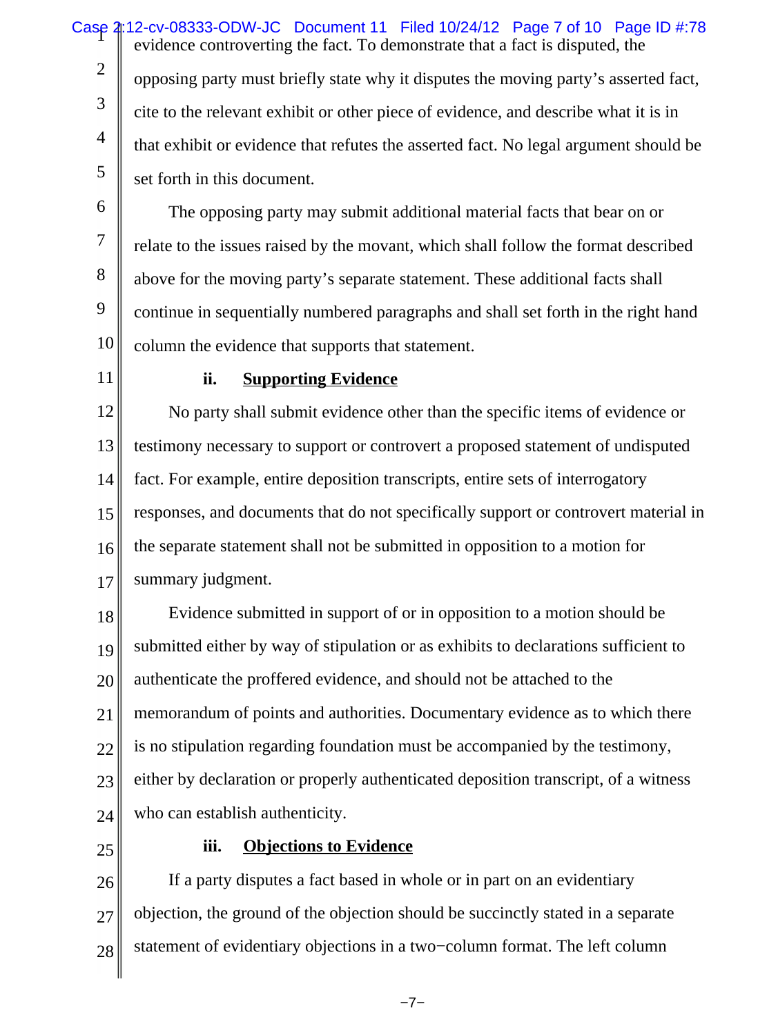evidence controverting the fact. To demonstrate that a fact is disputed, the opposing party must briefly state why it disputes the moving party's asserted fact, cite to the relevant exhibit or other piece of evidence, and describe what it is in that exhibit or evidence that refutes the asserted fact. No legal argument should be set forth in this document.

The opposing party may submit additional material facts that bear on or relate to the issues raised by the movant, which shall follow the format described above for the moving party's separate statement. These additional facts shall continue in sequentially numbered paragraphs and shall set forth in the right hand column the evidence that supports that statement.

**ii. Supporting Evidence**

No party shall submit evidence other than the specific items of evidence or testimony necessary to support or controvert a proposed statement of undisputed fact. For example, entire deposition transcripts, entire sets of interrogatory responses, and documents that do not specifically support or controvert material in the separate statement shall not be submitted in opposition to a motion for summary judgment.

Evidence submitted in support of or in opposition to a motion should be submitted either by way of stipulation or as exhibits to declarations sufficient to authenticate the proffered evidence, and should not be attached to the memorandum of points and authorities. Documentary evidence as to which there is no stipulation regarding foundation must be accompanied by the testimony, either by declaration or properly authenticated deposition transcript, of a witness who can establish authenticity.

**iii. Objections to Evidence**

If a party disputes a fact based in whole or in part on an evidentiary objection, the ground of the objection should be succinctly stated in a separate statement of evidentiary objections in a two−column format. The left column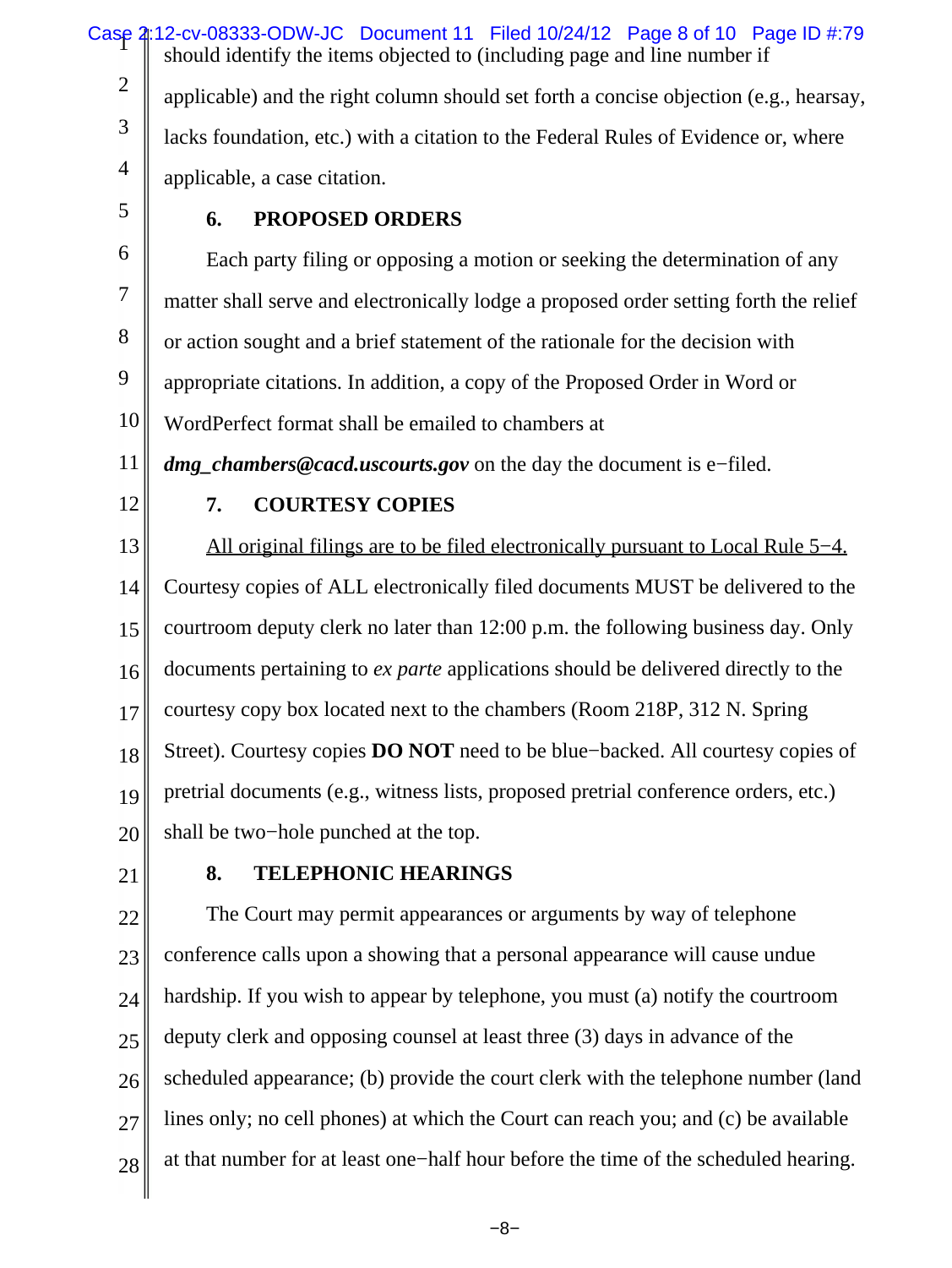should identify the items objected to (including page and line number if applicable) and the right column should set forth a concise objection (e.g., hearsay, lacks foundation, etc.) with a citation to the Federal Rules of Evidence or, where applicable, a case citation.

## 6. PROPOSED ORDERS

Each party filing or opposing a motion or seeking the determination of any matter shall serve and electronically lodge a proposed order setting forth the relief or action sought and a brief statement of the rationale for the decision with appropriate citations. In addition, a copy of the Proposed Order in Word or WordPerfect format shall be emailed to chambers at ***dmg_chambers@cacd.uscourts.gov*** on the day the document is e−filed.

## 7. COURTESY COPIES

<u>All original filings are to be filed electronically pursuant to Local Rule 5−4.</u> Courtesy copies of ALL electronically filed documents MUST be delivered to the courtroom deputy clerk no later than 12:00 p.m. the following business day. Only documents pertaining to *ex parte* applications should be delivered directly to the courtesy copy box located next to the chambers (Room 218P, 312 N. Spring Street). Courtesy copies **DO NOT** need to be blue−backed. All courtesy copies of pretrial documents (e.g., witness lists, proposed pretrial conference orders, etc.) shall be two−hole punched at the top.

## 8. TELEPHONIC HEARINGS

The Court may permit appearances or arguments by way of telephone conference calls upon a showing that a personal appearance will cause undue hardship. If you wish to appear by telephone, you must (a) notify the courtroom deputy clerk and opposing counsel at least three (3) days in advance of the scheduled appearance; (b) provide the court clerk with the telephone number (land lines only; no cell phones) at which the Court can reach you; and (c) be available at that number for at least one−half hour before the time of the scheduled hearing.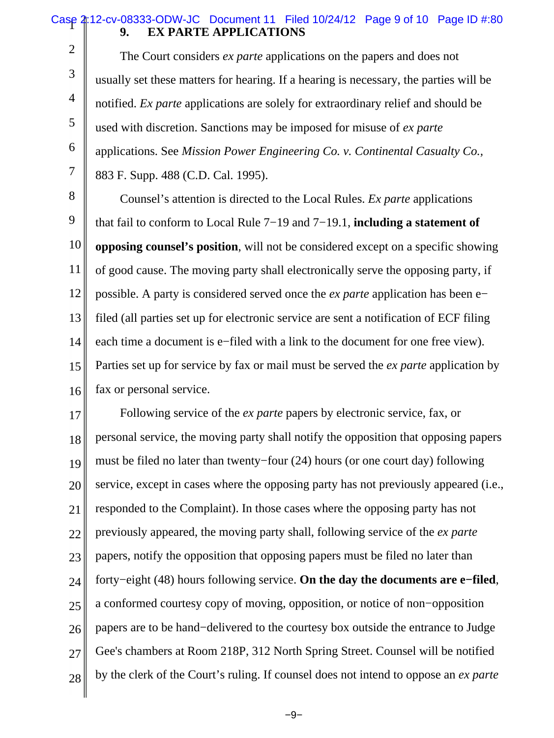## 9. EX PARTE APPLICATIONS

The Court considers *ex parte* applications on the papers and does not usually set these matters for hearing. If a hearing is necessary, the parties will be notified. *Ex parte* applications are solely for extraordinary relief and should be used with discretion. Sanctions may be imposed for misuse of *ex parte* applications. See *Mission Power Engineering Co. v. Continental Casualty Co.*, 883 F. Supp. 488 (C.D. Cal. 1995).

Counsel's attention is directed to the Local Rules. *Ex parte* applications that fail to conform to Local Rule 7−19 and 7−19.1, **including a statement of opposing counsel's position**, will not be considered except on a specific showing of good cause. The moving party shall electronically serve the opposing party, if possible. A party is considered served once the *ex parte* application has been e−filed (all parties set up for electronic service are sent a notification of ECF filing each time a document is e−filed with a link to the document for one free view). Parties set up for service by fax or mail must be served the *ex parte* application by fax or personal service.

Following service of the *ex parte* papers by electronic service, fax, or personal service, the moving party shall notify the opposition that opposing papers must be filed no later than twenty−four (24) hours (or one court day) following service, except in cases where the opposing party has not previously appeared (i.e., responded to the Complaint). In those cases where the opposing party has not previously appeared, the moving party shall, following service of the *ex parte* papers, notify the opposition that opposing papers must be filed no later than forty−eight (48) hours following service. **On the day the documents are e−filed**, a conformed courtesy copy of moving, opposition, or notice of non−opposition papers are to be hand−delivered to the courtesy box outside the entrance to Judge Gee's chambers at Room 218P, 312 North Spring Street. Counsel will be notified by the clerk of the Court's ruling. If counsel does not intend to oppose an *ex parte*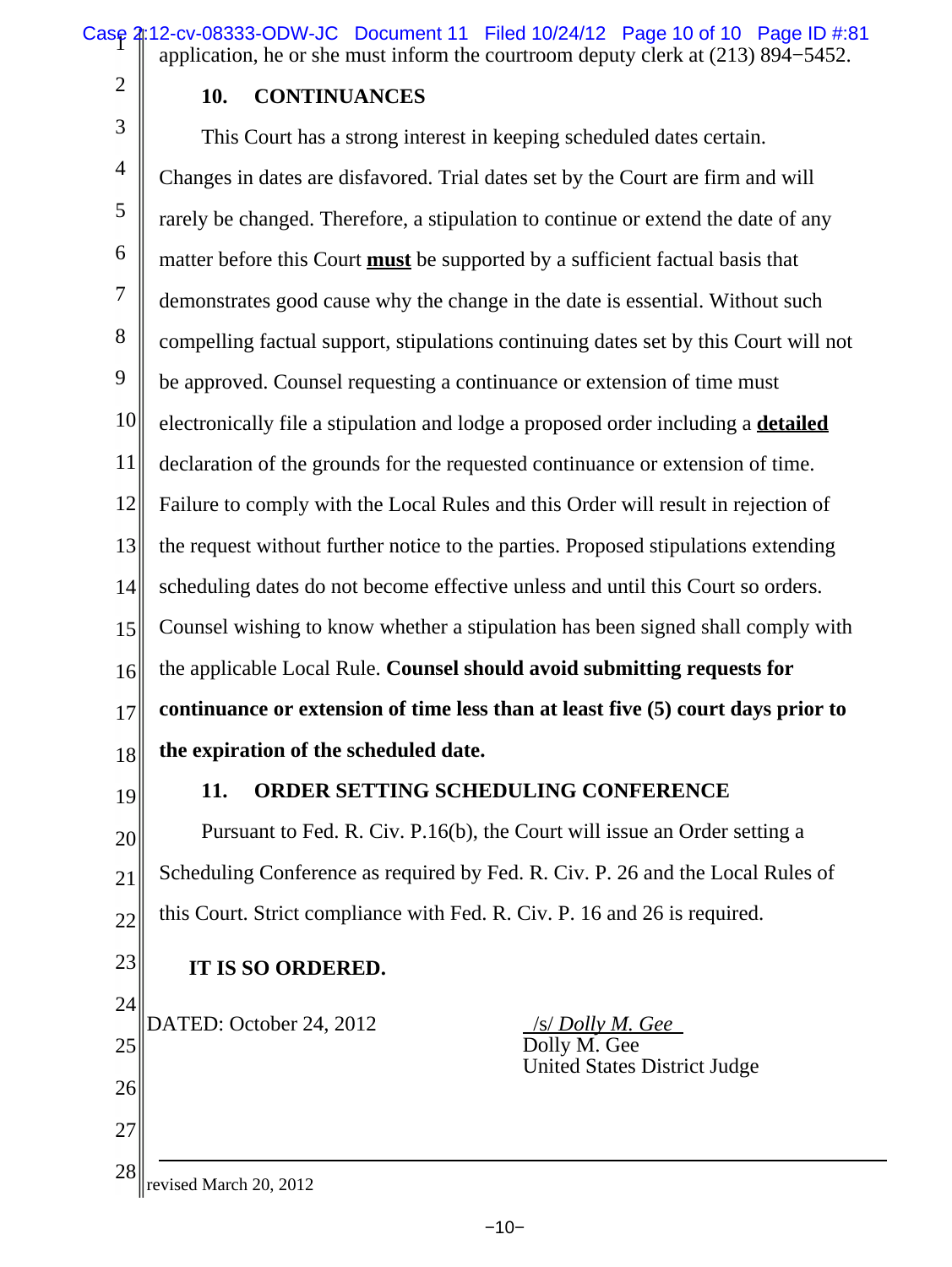application, he or she must inform the courtroom deputy clerk at (213) 894−5452.

## 10. CONTINUANCES

This Court has a strong interest in keeping scheduled dates certain. Changes in dates are disfavored. Trial dates set by the Court are firm and will rarely be changed. Therefore, a stipulation to continue or extend the date of any matter before this Court **must** be supported by a sufficient factual basis that demonstrates good cause why the change in the date is essential. Without such compelling factual support, stipulations continuing dates set by this Court will not be approved. Counsel requesting a continuance or extension of time must electronically file a stipulation and lodge a proposed order including a **detailed** declaration of the grounds for the requested continuance or extension of time. Failure to comply with the Local Rules and this Order will result in rejection of the request without further notice to the parties. Proposed stipulations extending scheduling dates do not become effective unless and until this Court so orders. Counsel wishing to know whether a stipulation has been signed shall comply with the applicable Local Rule. **Counsel should avoid submitting requests for continuance or extension of time less than at least five (5) court days prior to the expiration of the scheduled date.**

## 11. ORDER SETTING SCHEDULING CONFERENCE

Pursuant to Fed. R. Civ. P.16(b), the Court will issue an Order setting a Scheduling Conference as required by Fed. R. Civ. P. 26 and the Local Rules of this Court. Strict compliance with Fed. R. Civ. P. 16 and 26 is required.

**IT IS SO ORDERED.**

DATED: October 24, 2012

/s/ *Dolly M. Gee*
Dolly M. Gee
United States District Judge

revised March 20, 2012